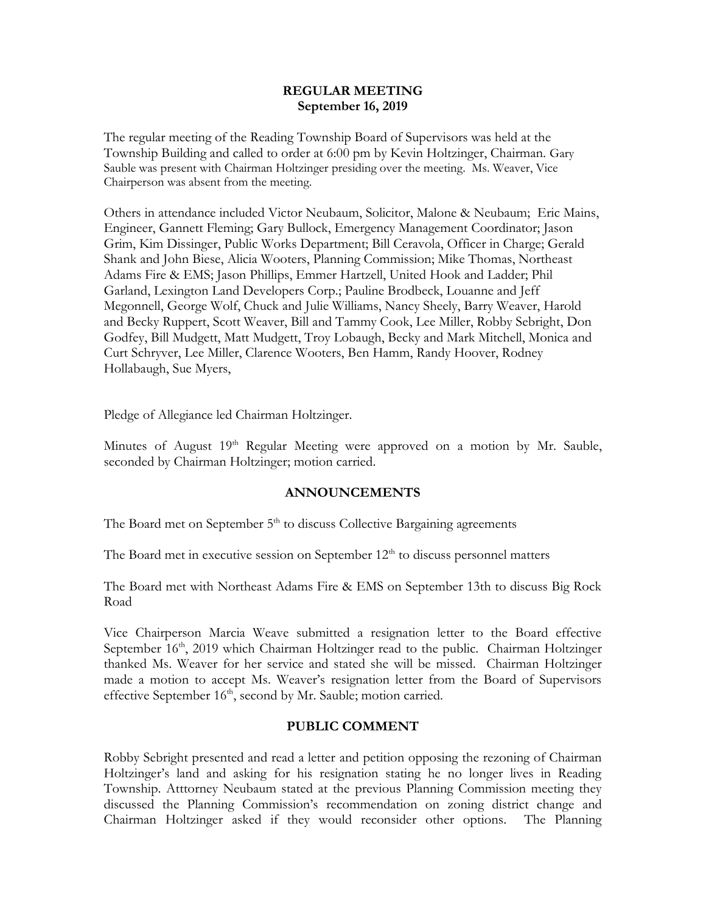**REGULAR MEETING**
**September 16, 2019**

The regular meeting of the Reading Township Board of Supervisors was held at the Township Building and called to order at 6:00 pm by Kevin Holtzinger, Chairman. Gary Sauble was present with Chairman Holtzinger presiding over the meeting. Ms. Weaver, Vice Chairperson was absent from the meeting.

Others in attendance included Victor Neubaum, Solicitor, Malone & Neubaum; Eric Mains, Engineer, Gannett Fleming; Gary Bullock, Emergency Management Coordinator; Jason Grim, Kim Dissinger, Public Works Department; Bill Ceravola, Officer in Charge; Gerald Shank and John Biese, Alicia Wooters, Planning Commission; Mike Thomas, Northeast Adams Fire & EMS; Jason Phillips, Emmer Hartzell, United Hook and Ladder; Phil Garland, Lexington Land Developers Corp.; Pauline Brodbeck, Louanne and Jeff Megonnell, George Wolf, Chuck and Julie Williams, Nancy Sheely, Barry Weaver, Harold and Becky Ruppert, Scott Weaver, Bill and Tammy Cook, Lee Miller, Robby Sebright, Don Godfey, Bill Mudgett, Matt Mudgett, Troy Lobaugh, Becky and Mark Mitchell, Monica and Curt Schryver, Lee Miller, Clarence Wooters, Ben Hamm, Randy Hoover, Rodney Hollabaugh, Sue Myers,

Pledge of Allegiance led Chairman Holtzinger.

Minutes of August 19th Regular Meeting were approved on a motion by Mr. Sauble, seconded by Chairman Holtzinger; motion carried.

## ANNOUNCEMENTS

The Board met on September 5th to discuss Collective Bargaining agreements

The Board met in executive session on September 12th to discuss personnel matters

The Board met with Northeast Adams Fire & EMS on September 13th to discuss Big Rock Road

Vice Chairperson Marcia Weave submitted a resignation letter to the Board effective September 16th, 2019 which Chairman Holtzinger read to the public. Chairman Holtzinger thanked Ms. Weaver for her service and stated she will be missed. Chairman Holtzinger made a motion to accept Ms. Weaver's resignation letter from the Board of Supervisors effective September 16th, second by Mr. Sauble; motion carried.

## PUBLIC COMMENT

Robby Sebright presented and read a letter and petition opposing the rezoning of Chairman Holtzinger's land and asking for his resignation stating he no longer lives in Reading Township. Atttorney Neubaum stated at the previous Planning Commission meeting they discussed the Planning Commission's recommendation on zoning district change and Chairman Holtzinger asked if they would reconsider other options. The Planning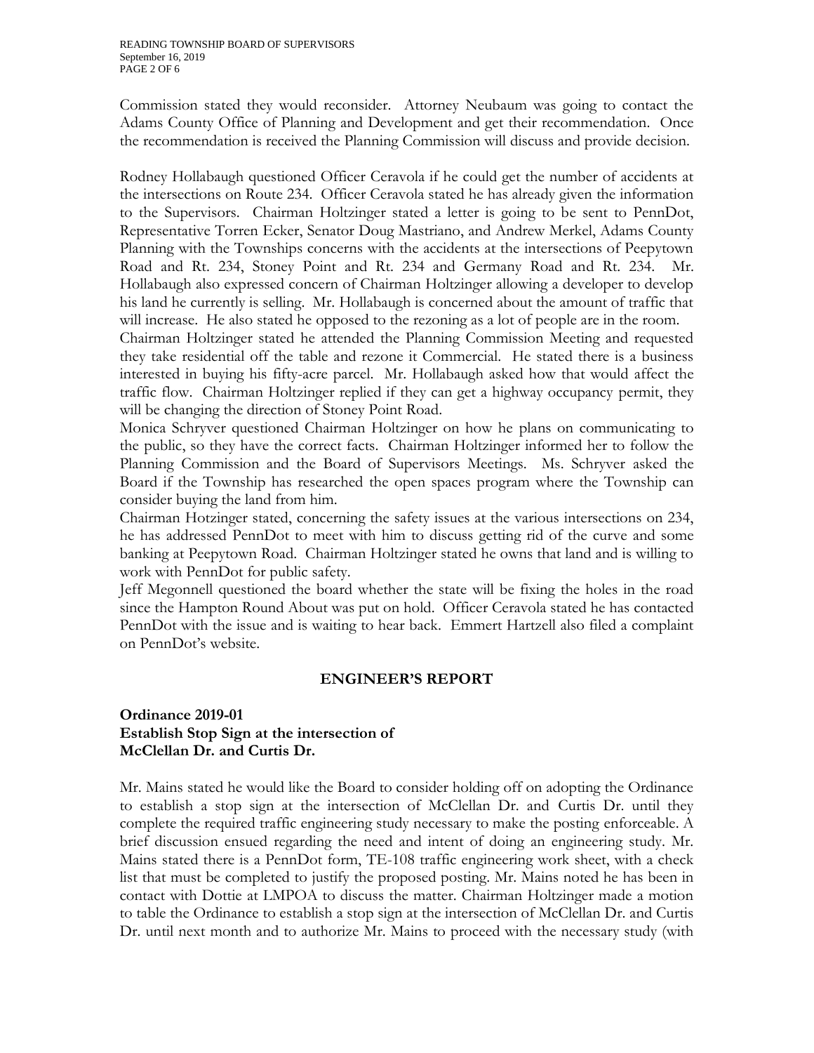Commission stated they would reconsider. Attorney Neubaum was going to contact the Adams County Office of Planning and Development and get their recommendation. Once the recommendation is received the Planning Commission will discuss and provide decision.

Rodney Hollabaugh questioned Officer Ceravola if he could get the number of accidents at the intersections on Route 234. Officer Ceravola stated he has already given the information to the Supervisors. Chairman Holtzinger stated a letter is going to be sent to PennDot, Representative Torren Ecker, Senator Doug Mastriano, and Andrew Merkel, Adams County Planning with the Townships concerns with the accidents at the intersections of Peepytown Road and Rt. 234, Stoney Point and Rt. 234 and Germany Road and Rt. 234. Mr. Hollabaugh also expressed concern of Chairman Holtzinger allowing a developer to develop his land he currently is selling. Mr. Hollabaugh is concerned about the amount of traffic that will increase. He also stated he opposed to the rezoning as a lot of people are in the room.

Chairman Holtzinger stated he attended the Planning Commission Meeting and requested they take residential off the table and rezone it Commercial. He stated there is a business interested in buying his fifty-acre parcel. Mr. Hollabaugh asked how that would affect the traffic flow. Chairman Holtzinger replied if they can get a highway occupancy permit, they will be changing the direction of Stoney Point Road.

Monica Schryver questioned Chairman Holtzinger on how he plans on communicating to the public, so they have the correct facts. Chairman Holtzinger informed her to follow the Planning Commission and the Board of Supervisors Meetings. Ms. Schryver asked the Board if the Township has researched the open spaces program where the Township can consider buying the land from him.

Chairman Hotzinger stated, concerning the safety issues at the various intersections on 234, he has addressed PennDot to meet with him to discuss getting rid of the curve and some banking at Peepytown Road. Chairman Holtzinger stated he owns that land and is willing to work with PennDot for public safety.

Jeff Megonnell questioned the board whether the state will be fixing the holes in the road since the Hampton Round About was put on hold. Officer Ceravola stated he has contacted PennDot with the issue and is waiting to hear back. Emmert Hartzell also filed a complaint on PennDot's website.

## ENGINEER'S REPORT

**Ordinance 2019-01**
**Establish Stop Sign at the intersection of**
**McClellan Dr. and Curtis Dr.**

Mr. Mains stated he would like the Board to consider holding off on adopting the Ordinance to establish a stop sign at the intersection of McClellan Dr. and Curtis Dr. until they complete the required traffic engineering study necessary to make the posting enforceable. A brief discussion ensued regarding the need and intent of doing an engineering study. Mr. Mains stated there is a PennDot form, TE-108 traffic engineering work sheet, with a check list that must be completed to justify the proposed posting. Mr. Mains noted he has been in contact with Dottie at LMPOA to discuss the matter. Chairman Holtzinger made a motion to table the Ordinance to establish a stop sign at the intersection of McClellan Dr. and Curtis Dr. until next month and to authorize Mr. Mains to proceed with the necessary study (with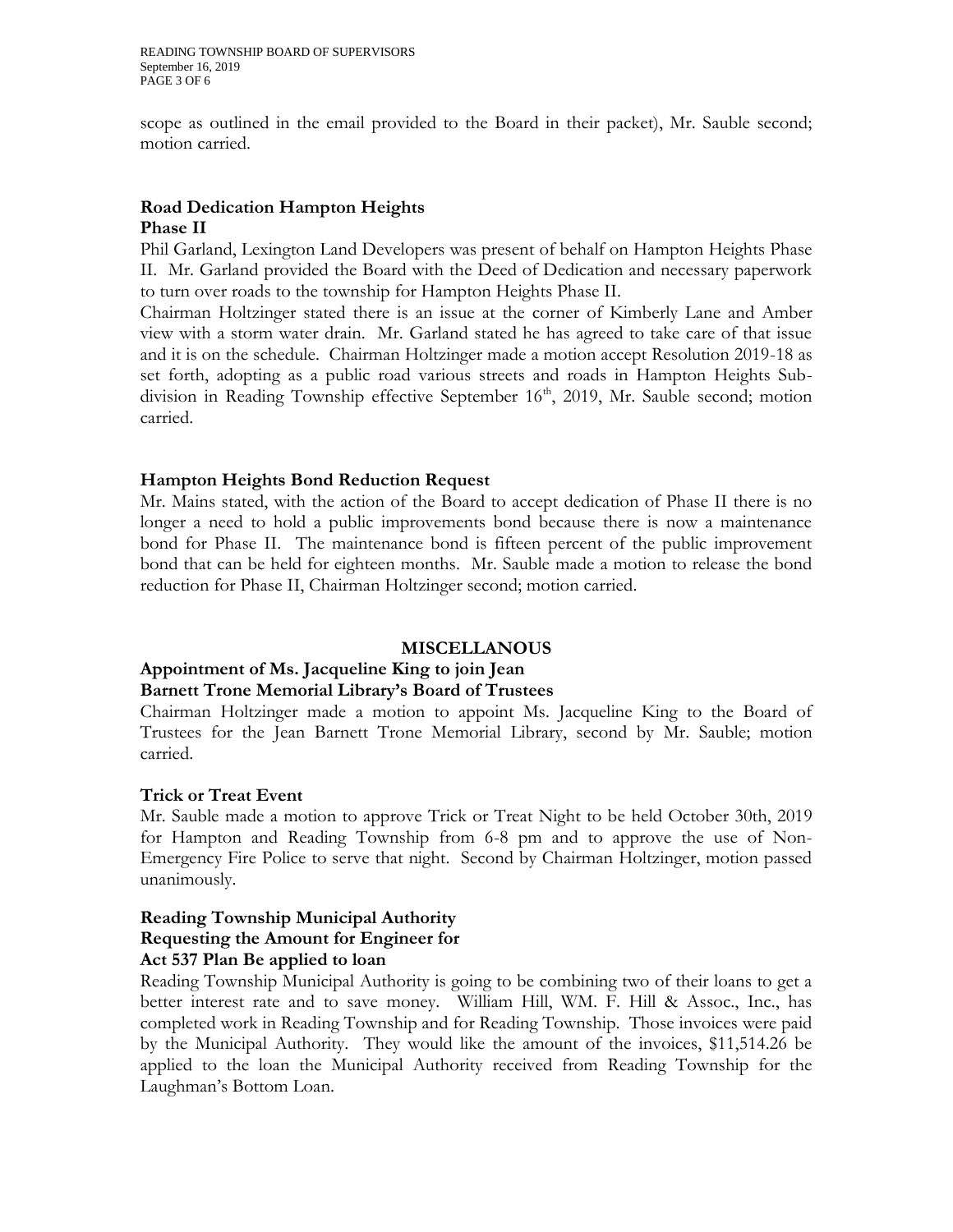scope as outlined in the email provided to the Board in their packet), Mr. Sauble second; motion carried.

**Road Dedication Hampton Heights**
**Phase II**

Phil Garland, Lexington Land Developers was present of behalf on Hampton Heights Phase II. Mr. Garland provided the Board with the Deed of Dedication and necessary paperwork to turn over roads to the township for Hampton Heights Phase II.

Chairman Holtzinger stated there is an issue at the corner of Kimberly Lane and Amber view with a storm water drain. Mr. Garland stated he has agreed to take care of that issue and it is on the schedule. Chairman Holtzinger made a motion accept Resolution 2019-18 as set forth, adopting as a public road various streets and roads in Hampton Heights Sub-division in Reading Township effective September 16th, 2019, Mr. Sauble second; motion carried.

**Hampton Heights Bond Reduction Request**

Mr. Mains stated, with the action of the Board to accept dedication of Phase II there is no longer a need to hold a public improvements bond because there is now a maintenance bond for Phase II. The maintenance bond is fifteen percent of the public improvement bond that can be held for eighteen months. Mr. Sauble made a motion to release the bond reduction for Phase II, Chairman Holtzinger second; motion carried.

## MISCELLANOUS

**Appointment of Ms. Jacqueline King to join Jean Barnett Trone Memorial Library's Board of Trustees**

Chairman Holtzinger made a motion to appoint Ms. Jacqueline King to the Board of Trustees for the Jean Barnett Trone Memorial Library, second by Mr. Sauble; motion carried.

**Trick or Treat Event**

Mr. Sauble made a motion to approve Trick or Treat Night to be held October 30th, 2019 for Hampton and Reading Township from 6-8 pm and to approve the use of Non-Emergency Fire Police to serve that night. Second by Chairman Holtzinger, motion passed unanimously.

**Reading Township Municipal Authority**
**Requesting the Amount for Engineer for**
**Act 537 Plan Be applied to loan**

Reading Township Municipal Authority is going to be combining two of their loans to get a better interest rate and to save money. William Hill, WM. F. Hill & Assoc., Inc., has completed work in Reading Township and for Reading Township. Those invoices were paid by the Municipal Authority. They would like the amount of the invoices, $11,514.26 be applied to the loan the Municipal Authority received from Reading Township for the Laughman's Bottom Loan.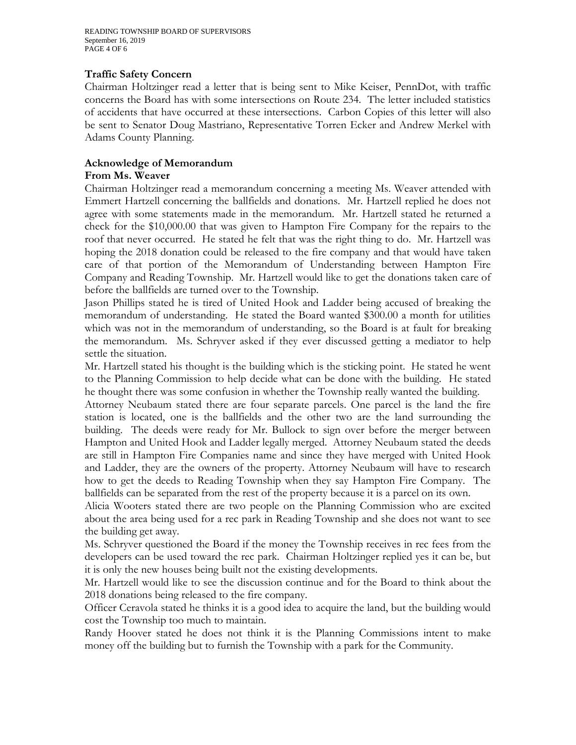**Traffic Safety Concern**

Chairman Holtzinger read a letter that is being sent to Mike Keiser, PennDot, with traffic concerns the Board has with some intersections on Route 234. The letter included statistics of accidents that have occurred at these intersections. Carbon Copies of this letter will also be sent to Senator Doug Mastriano, Representative Torren Ecker and Andrew Merkel with Adams County Planning.

**Acknowledge of Memorandum**
**From Ms. Weaver**

Chairman Holtzinger read a memorandum concerning a meeting Ms. Weaver attended with Emmert Hartzell concerning the ballfields and donations. Mr. Hartzell replied he does not agree with some statements made in the memorandum. Mr. Hartzell stated he returned a check for the $10,000.00 that was given to Hampton Fire Company for the repairs to the roof that never occurred. He stated he felt that was the right thing to do. Mr. Hartzell was hoping the 2018 donation could be released to the fire company and that would have taken care of that portion of the Memorandum of Understanding between Hampton Fire Company and Reading Township. Mr. Hartzell would like to get the donations taken care of before the ballfields are turned over to the Township.

Jason Phillips stated he is tired of United Hook and Ladder being accused of breaking the memorandum of understanding. He stated the Board wanted $300.00 a month for utilities which was not in the memorandum of understanding, so the Board is at fault for breaking the memorandum. Ms. Schryver asked if they ever discussed getting a mediator to help settle the situation.

Mr. Hartzell stated his thought is the building which is the sticking point. He stated he went to the Planning Commission to help decide what can be done with the building. He stated he thought there was some confusion in whether the Township really wanted the building.

Attorney Neubaum stated there are four separate parcels. One parcel is the land the fire station is located, one is the ballfields and the other two are the land surrounding the building. The deeds were ready for Mr. Bullock to sign over before the merger between Hampton and United Hook and Ladder legally merged. Attorney Neubaum stated the deeds are still in Hampton Fire Companies name and since they have merged with United Hook and Ladder, they are the owners of the property. Attorney Neubaum will have to research how to get the deeds to Reading Township when they say Hampton Fire Company. The ballfields can be separated from the rest of the property because it is a parcel on its own.

Alicia Wooters stated there are two people on the Planning Commission who are excited about the area being used for a rec park in Reading Township and she does not want to see the building get away.

Ms. Schryver questioned the Board if the money the Township receives in rec fees from the developers can be used toward the rec park. Chairman Holtzinger replied yes it can be, but it is only the new houses being built not the existing developments.

Mr. Hartzell would like to see the discussion continue and for the Board to think about the 2018 donations being released to the fire company.

Officer Ceravola stated he thinks it is a good idea to acquire the land, but the building would cost the Township too much to maintain.

Randy Hoover stated he does not think it is the Planning Commissions intent to make money off the building but to furnish the Township with a park for the Community.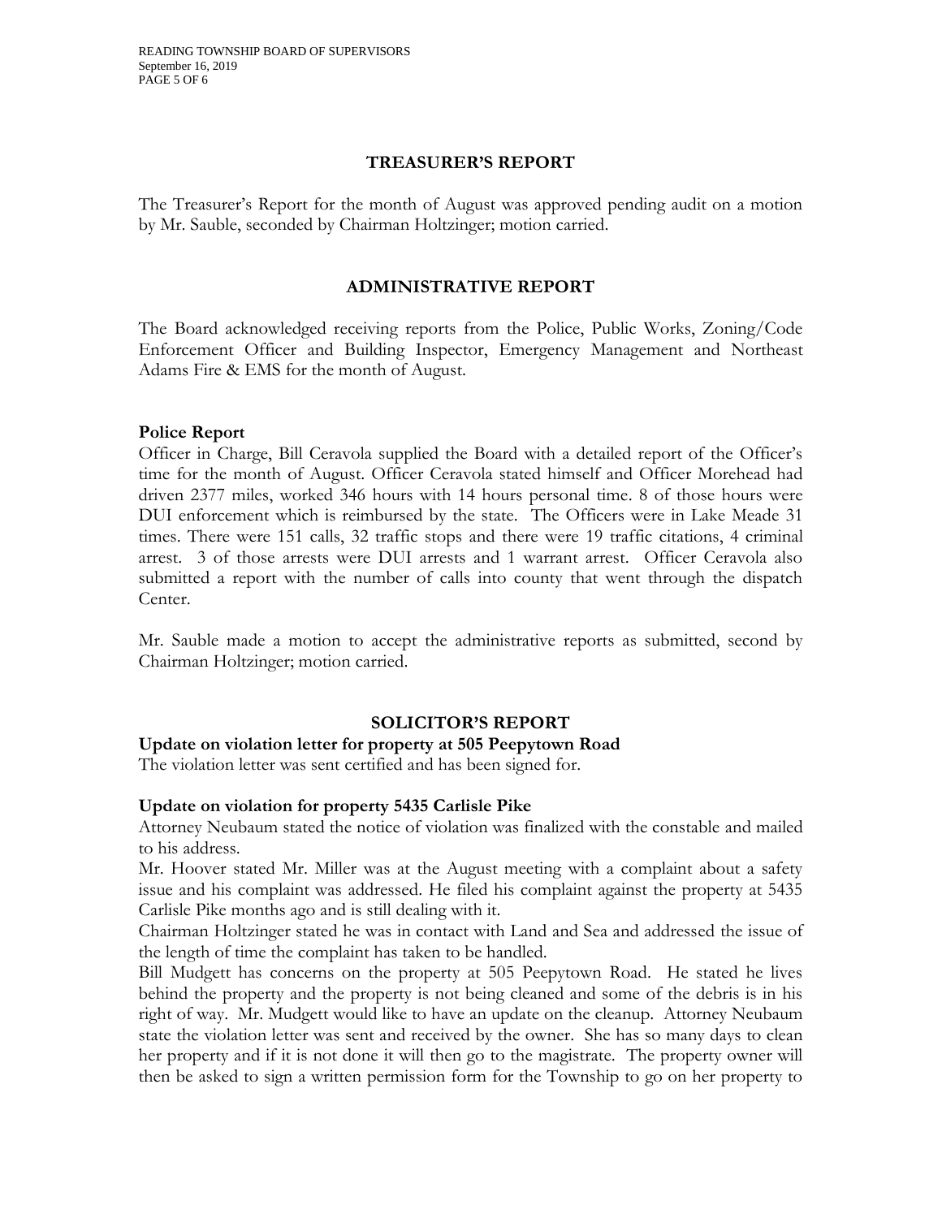## TREASURER'S REPORT

The Treasurer's Report for the month of August was approved pending audit on a motion by Mr. Sauble, seconded by Chairman Holtzinger; motion carried.

## ADMINISTRATIVE REPORT

The Board acknowledged receiving reports from the Police, Public Works, Zoning/Code Enforcement Officer and Building Inspector, Emergency Management and Northeast Adams Fire & EMS for the month of August.

**Police Report**

Officer in Charge, Bill Ceravola supplied the Board with a detailed report of the Officer's time for the month of August. Officer Ceravola stated himself and Officer Morehead had driven 2377 miles, worked 346 hours with 14 hours personal time. 8 of those hours were DUI enforcement which is reimbursed by the state. The Officers were in Lake Meade 31 times. There were 151 calls, 32 traffic stops and there were 19 traffic citations, 4 criminal arrest. 3 of those arrests were DUI arrests and 1 warrant arrest. Officer Ceravola also submitted a report with the number of calls into county that went through the dispatch Center.

Mr. Sauble made a motion to accept the administrative reports as submitted, second by Chairman Holtzinger; motion carried.

## SOLICITOR'S REPORT

**Update on violation letter for property at 505 Peepytown Road**

The violation letter was sent certified and has been signed for.

**Update on violation for property 5435 Carlisle Pike**

Attorney Neubaum stated the notice of violation was finalized with the constable and mailed to his address.

Mr. Hoover stated Mr. Miller was at the August meeting with a complaint about a safety issue and his complaint was addressed. He filed his complaint against the property at 5435 Carlisle Pike months ago and is still dealing with it.

Chairman Holtzinger stated he was in contact with Land and Sea and addressed the issue of the length of time the complaint has taken to be handled.

Bill Mudgett has concerns on the property at 505 Peepytown Road. He stated he lives behind the property and the property is not being cleaned and some of the debris is in his right of way. Mr. Mudgett would like to have an update on the cleanup. Attorney Neubaum state the violation letter was sent and received by the owner. She has so many days to clean her property and if it is not done it will then go to the magistrate. The property owner will then be asked to sign a written permission form for the Township to go on her property to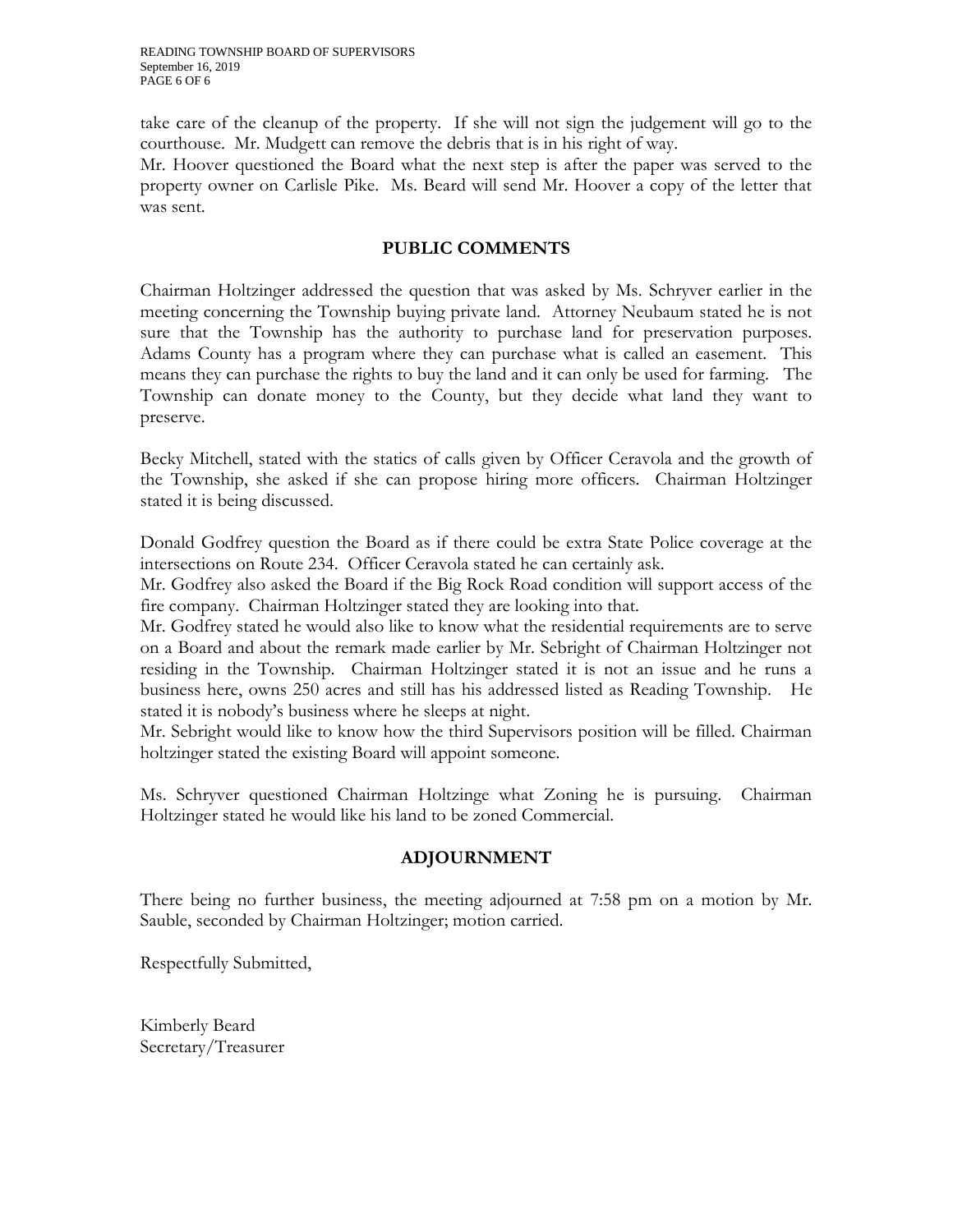take care of the cleanup of the property. If she will not sign the judgement will go to the courthouse. Mr. Mudgett can remove the debris that is in his right of way.

Mr. Hoover questioned the Board what the next step is after the paper was served to the property owner on Carlisle Pike. Ms. Beard will send Mr. Hoover a copy of the letter that was sent.

## PUBLIC COMMENTS

Chairman Holtzinger addressed the question that was asked by Ms. Schryver earlier in the meeting concerning the Township buying private land. Attorney Neubaum stated he is not sure that the Township has the authority to purchase land for preservation purposes. Adams County has a program where they can purchase what is called an easement. This means they can purchase the rights to buy the land and it can only be used for farming. The Township can donate money to the County, but they decide what land they want to preserve.

Becky Mitchell, stated with the statics of calls given by Officer Ceravola and the growth of the Township, she asked if she can propose hiring more officers. Chairman Holtzinger stated it is being discussed.

Donald Godfrey question the Board as if there could be extra State Police coverage at the intersections on Route 234. Officer Ceravola stated he can certainly ask.

Mr. Godfrey also asked the Board if the Big Rock Road condition will support access of the fire company. Chairman Holtzinger stated they are looking into that.

Mr. Godfrey stated he would also like to know what the residential requirements are to serve on a Board and about the remark made earlier by Mr. Sebright of Chairman Holtzinger not residing in the Township. Chairman Holtzinger stated it is not an issue and he runs a business here, owns 250 acres and still has his addressed listed as Reading Township. He stated it is nobody's business where he sleeps at night.

Mr. Sebright would like to know how the third Supervisors position will be filled. Chairman holtzinger stated the existing Board will appoint someone.

Ms. Schryver questioned Chairman Holtzinge what Zoning he is pursuing. Chairman Holtzinger stated he would like his land to be zoned Commercial.

## ADJOURNMENT

There being no further business, the meeting adjourned at 7:58 pm on a motion by Mr. Sauble, seconded by Chairman Holtzinger; motion carried.

Respectfully Submitted,

Kimberly Beard
Secretary/Treasurer